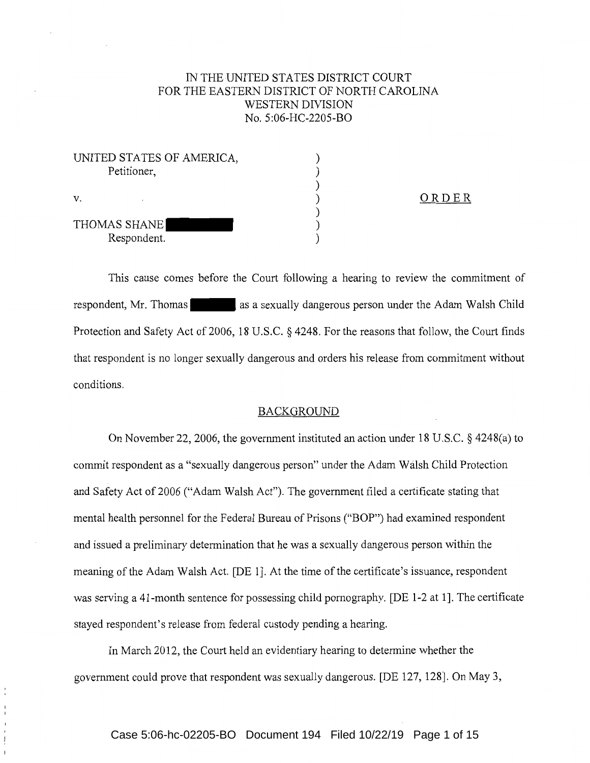IN THE UNITED STATES DISTRICT COURT
FOR THE EASTERN DISTRICT OF NORTH CAROLINA
WESTERN DIVISION
No. 5:06-HC-2205-BO

| | | |
|---|---|---|
| UNITED STATES OF AMERICA, Petitioner, | ) | |
| v. | ) | ORDER |
| THOMAS SHANE [REDACTED] Respondent. | ) | |

This cause comes before the Court following a hearing to review the commitment of respondent, Mr. Thomas [REDACTED] as a sexually dangerous person under the Adam Walsh Child Protection and Safety Act of 2006, 18 U.S.C. § 4248. For the reasons that follow, the Court finds that respondent is no longer sexually dangerous and orders his release from commitment without conditions.

## BACKGROUND

On November 22, 2006, the government instituted an action under 18 U.S.C. § 4248(a) to commit respondent as a "sexually dangerous person" under the Adam Walsh Child Protection and Safety Act of 2006 ("Adam Walsh Act"). The government filed a certificate stating that mental health personnel for the Federal Bureau of Prisons ("BOP") had examined respondent and issued a preliminary determination that he was a sexually dangerous person within the meaning of the Adam Walsh Act. [DE 1]. At the time of the certificate's issuance, respondent was serving a 41-month sentence for possessing child pornography. [DE 1-2 at 1]. The certificate stayed respondent's release from federal custody pending a hearing.

In March 2012, the Court held an evidentiary hearing to determine whether the government could prove that respondent was sexually dangerous. [DE 127, 128]. On May 3,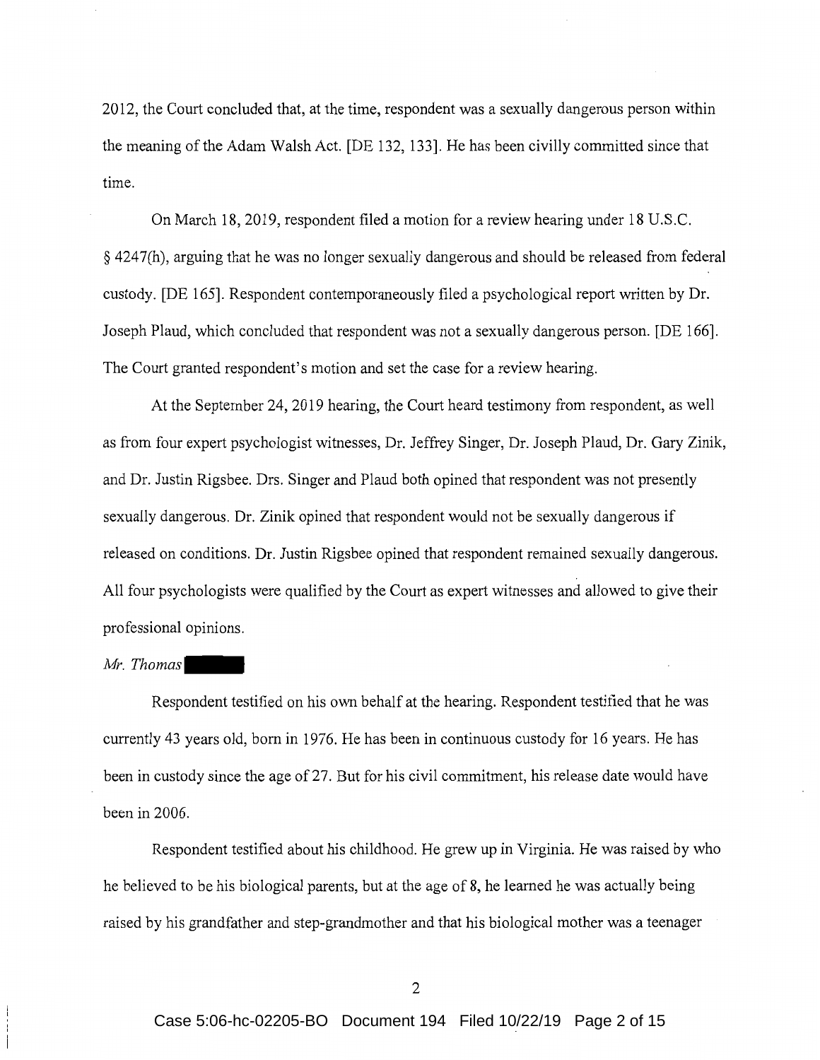2012, the Court concluded that, at the time, respondent was a sexually dangerous person within the meaning of the Adam Walsh Act. [DE 132, 133]. He has been civilly committed since that time.

On March 18, 2019, respondent filed a motion for a review hearing under 18 U.S.C. § 4247(h), arguing that he was no longer sexually dangerous and should be released from federal custody. [DE 165]. Respondent contemporaneously filed a psychological report written by Dr. Joseph Plaud, which concluded that respondent was not a sexually dangerous person. [DE 166]. The Court granted respondent's motion and set the case for a review hearing.

At the September 24, 2019 hearing, the Court heard testimony from respondent, as well as from four expert psychologist witnesses, Dr. Jeffrey Singer, Dr. Joseph Plaud, Dr. Gary Zinik, and Dr. Justin Rigsbee. Drs. Singer and Plaud both opined that respondent was not presently sexually dangerous. Dr. Zinik opined that respondent would not be sexually dangerous if released on conditions. Dr. Justin Rigsbee opined that respondent remained sexually dangerous. All four psychologists were qualified by the Court as expert witnesses and allowed to give their professional opinions.

*Mr. Thomas*

Respondent testified on his own behalf at the hearing. Respondent testified that he was currently 43 years old, born in 1976. He has been in continuous custody for 16 years. He has been in custody since the age of 27. But for his civil commitment, his release date would have been in 2006.

Respondent testified about his childhood. He grew up in Virginia. He was raised by who he believed to be his biological parents, but at the age of 8, he learned he was actually being raised by his grandfather and step-grandmother and that his biological mother was a teenager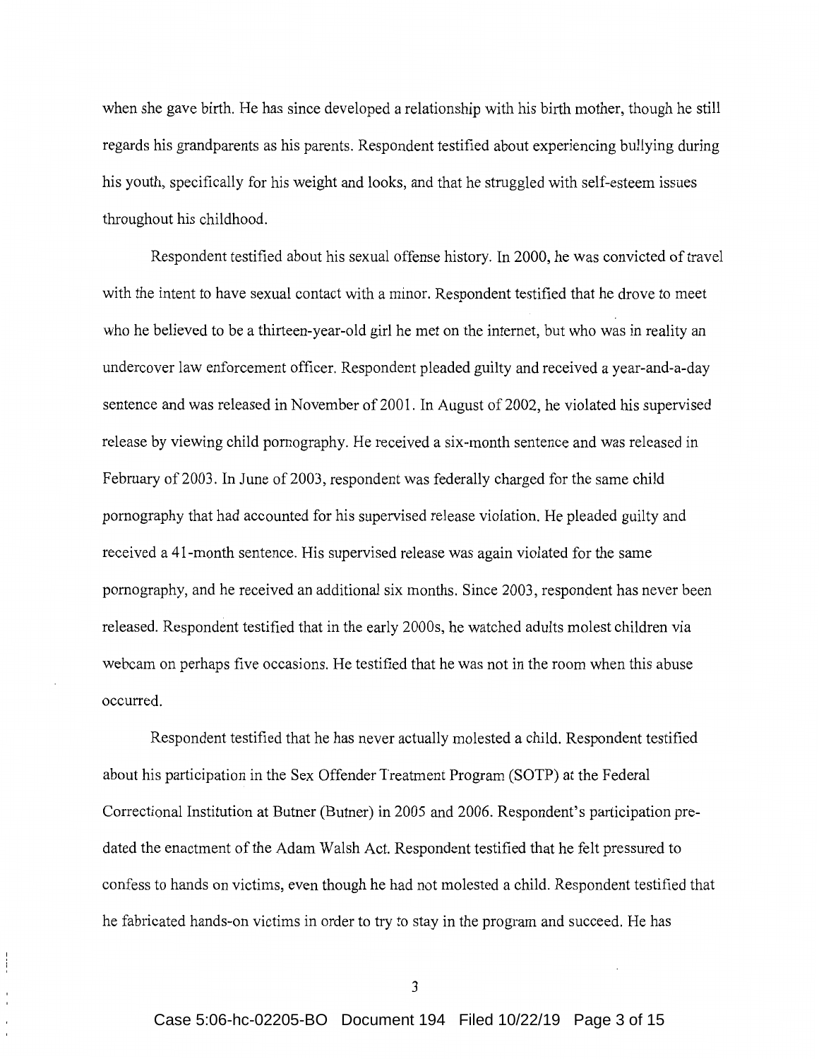when she gave birth. He has since developed a relationship with his birth mother, though he still regards his grandparents as his parents. Respondent testified about experiencing bullying during his youth, specifically for his weight and looks, and that he struggled with self-esteem issues throughout his childhood.

Respondent testified about his sexual offense history. In 2000, he was convicted of travel with the intent to have sexual contact with a minor. Respondent testified that he drove to meet who he believed to be a thirteen-year-old girl he met on the internet, but who was in reality an undercover law enforcement officer. Respondent pleaded guilty and received a year-and-a-day sentence and was released in November of 2001. In August of 2002, he violated his supervised release by viewing child pornography. He received a six-month sentence and was released in February of 2003. In June of 2003, respondent was federally charged for the same child pornography that had accounted for his supervised release violation. He pleaded guilty and received a 41-month sentence. His supervised release was again violated for the same pornography, and he received an additional six months. Since 2003, respondent has never been released. Respondent testified that in the early 2000s, he watched adults molest children via webcam on perhaps five occasions. He testified that he was not in the room when this abuse occurred.

Respondent testified that he has never actually molested a child. Respondent testified about his participation in the Sex Offender Treatment Program (SOTP) at the Federal Correctional Institution at Butner (Butner) in 2005 and 2006. Respondent's participation pre-dated the enactment of the Adam Walsh Act. Respondent testified that he felt pressured to confess to hands on victims, even though he had not molested a child. Respondent testified that he fabricated hands-on victims in order to try to stay in the program and succeed. He has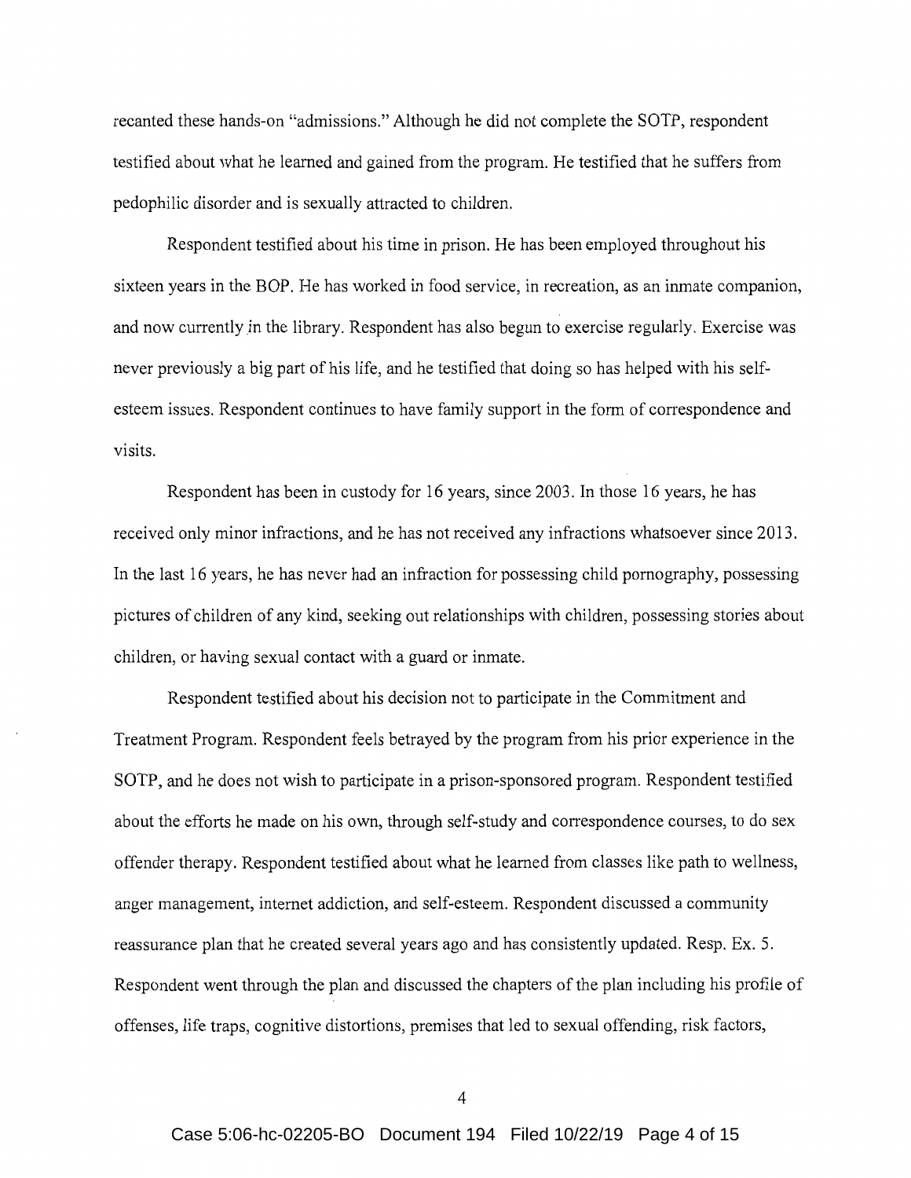recanted these hands-on "admissions." Although he did not complete the SOTP, respondent testified about what he learned and gained from the program. He testified that he suffers from pedophilic disorder and is sexually attracted to children.

Respondent testified about his time in prison. He has been employed throughout his sixteen years in the BOP. He has worked in food service, in recreation, as an inmate companion, and now currently in the library. Respondent has also begun to exercise regularly. Exercise was never previously a big part of his life, and he testified that doing so has helped with his self-esteem issues. Respondent continues to have family support in the form of correspondence and visits.

Respondent has been in custody for 16 years, since 2003. In those 16 years, he has received only minor infractions, and he has not received any infractions whatsoever since 2013. In the last 16 years, he has never had an infraction for possessing child pornography, possessing pictures of children of any kind, seeking out relationships with children, possessing stories about children, or having sexual contact with a guard or inmate.

Respondent testified about his decision not to participate in the Commitment and Treatment Program. Respondent feels betrayed by the program from his prior experience in the SOTP, and he does not wish to participate in a prison-sponsored program. Respondent testified about the efforts he made on his own, through self-study and correspondence courses, to do sex offender therapy. Respondent testified about what he learned from classes like path to wellness, anger management, internet addiction, and self-esteem. Respondent discussed a community reassurance plan that he created several years ago and has consistently updated. Resp. Ex. 5. Respondent went through the plan and discussed the chapters of the plan including his profile of offenses, life traps, cognitive distortions, premises that led to sexual offending, risk factors,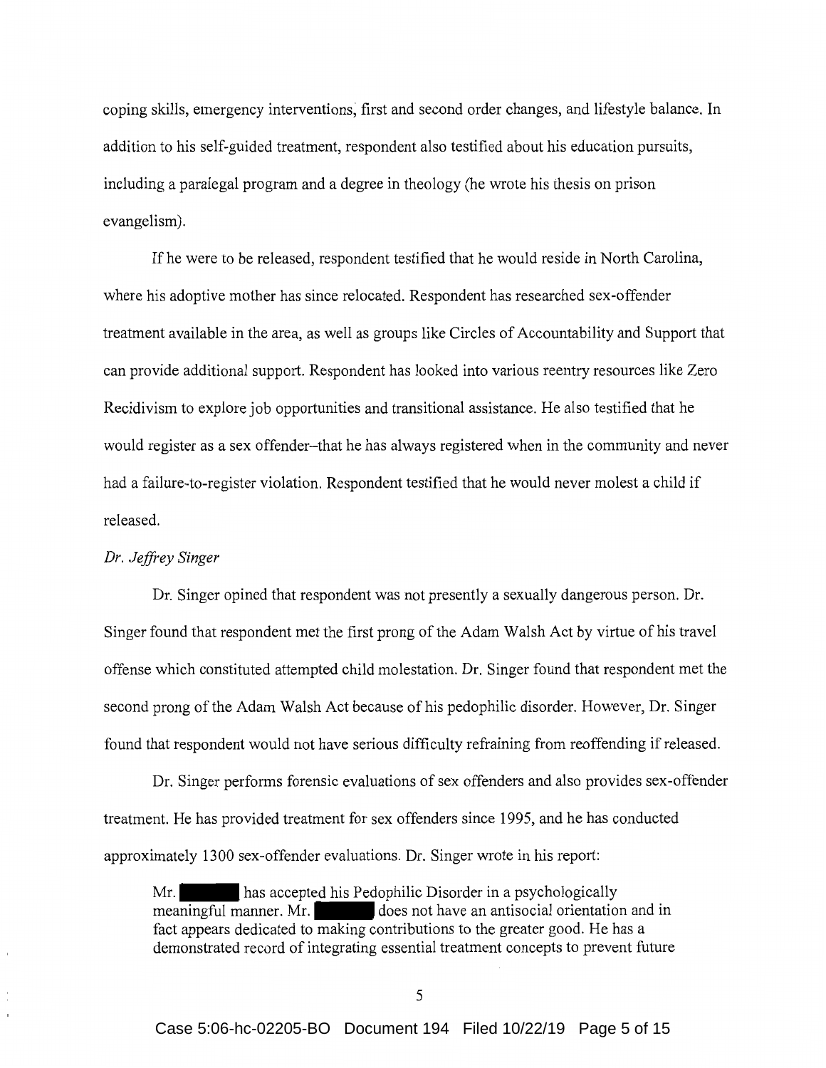coping skills, emergency interventions, first and second order changes, and lifestyle balance. In addition to his self-guided treatment, respondent also testified about his education pursuits, including a paralegal program and a degree in theology (he wrote his thesis on prison evangelism).

If he were to be released, respondent testified that he would reside in North Carolina, where his adoptive mother has since relocated. Respondent has researched sex-offender treatment available in the area, as well as groups like Circles of Accountability and Support that can provide additional support. Respondent has looked into various reentry resources like Zero Recidivism to explore job opportunities and transitional assistance. He also testified that he would register as a sex offender–that he has always registered when in the community and never had a failure-to-register violation. Respondent testified that he would never molest a child if released.

*Dr. Jeffrey Singer*

Dr. Singer opined that respondent was not presently a sexually dangerous person. Dr. Singer found that respondent met the first prong of the Adam Walsh Act by virtue of his travel offense which constituted attempted child molestation. Dr. Singer found that respondent met the second prong of the Adam Walsh Act because of his pedophilic disorder. However, Dr. Singer found that respondent would not have serious difficulty refraining from reoffending if released.

Dr. Singer performs forensic evaluations of sex offenders and also provides sex-offender treatment. He has provided treatment for sex offenders since 1995, and he has conducted approximately 1300 sex-offender evaluations. Dr. Singer wrote in his report:

> Mr. [REDACTED] has accepted his Pedophilic Disorder in a psychologically meaningful manner. Mr. [REDACTED] does not have an antisocial orientation and in fact appears dedicated to making contributions to the greater good. He has a demonstrated record of integrating essential treatment concepts to prevent future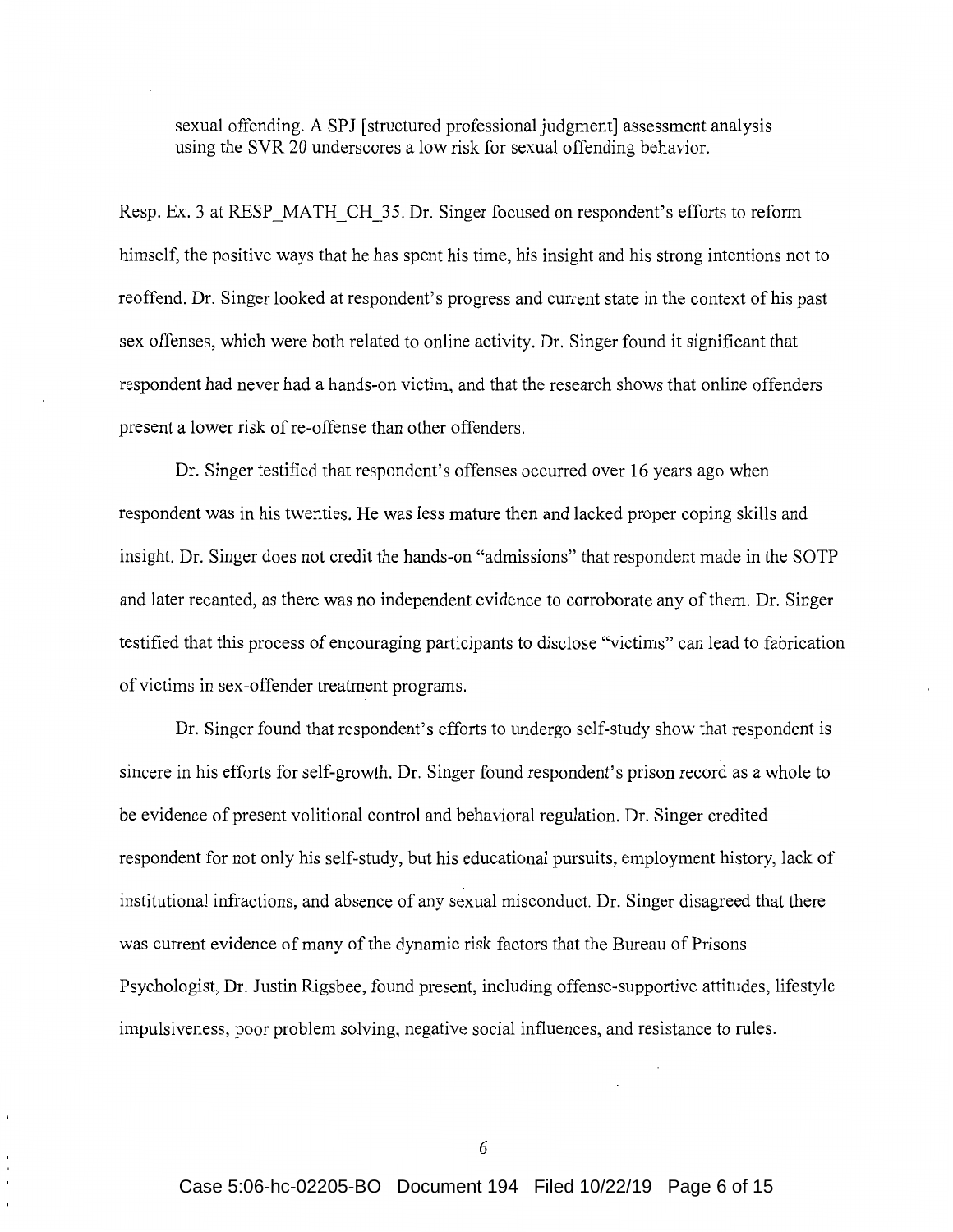> sexual offending. A SPJ [structured professional judgment] assessment analysis using the SVR 20 underscores a low risk for sexual offending behavior.

Resp. Ex. 3 at RESP_MATH_CH_35. Dr. Singer focused on respondent's efforts to reform himself, the positive ways that he has spent his time, his insight and his strong intentions not to reoffend. Dr. Singer looked at respondent's progress and current state in the context of his past sex offenses, which were both related to online activity. Dr. Singer found it significant that respondent had never had a hands-on victim, and that the research shows that online offenders present a lower risk of re-offense than other offenders.

Dr. Singer testified that respondent's offenses occurred over 16 years ago when respondent was in his twenties. He was less mature then and lacked proper coping skills and insight. Dr. Singer does not credit the hands-on "admissions" that respondent made in the SOTP and later recanted, as there was no independent evidence to corroborate any of them. Dr. Singer testified that this process of encouraging participants to disclose "victims" can lead to fabrication of victims in sex-offender treatment programs.

Dr. Singer found that respondent's efforts to undergo self-study show that respondent is sincere in his efforts for self-growth. Dr. Singer found respondent's prison record as a whole to be evidence of present volitional control and behavioral regulation. Dr. Singer credited respondent for not only his self-study, but his educational pursuits, employment history, lack of institutional infractions, and absence of any sexual misconduct. Dr. Singer disagreed that there was current evidence of many of the dynamic risk factors that the Bureau of Prisons Psychologist, Dr. Justin Rigsbee, found present, including offense-supportive attitudes, lifestyle impulsiveness, poor problem solving, negative social influences, and resistance to rules.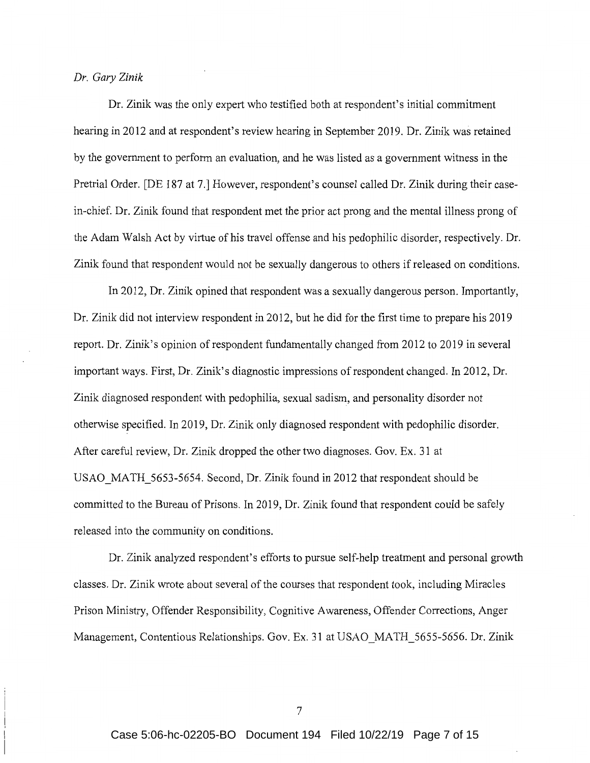*Dr. Gary Zinik*

Dr. Zinik was the only expert who testified both at respondent's initial commitment hearing in 2012 and at respondent's review hearing in September 2019. Dr. Zinik was retained by the government to perform an evaluation, and he was listed as a government witness in the Pretrial Order. [DE 187 at 7.] However, respondent's counsel called Dr. Zinik during their case-in-chief. Dr. Zinik found that respondent met the prior act prong and the mental illness prong of the Adam Walsh Act by virtue of his travel offense and his pedophilic disorder, respectively. Dr. Zinik found that respondent would not be sexually dangerous to others if released on conditions.

In 2012, Dr. Zinik opined that respondent was a sexually dangerous person. Importantly, Dr. Zinik did not interview respondent in 2012, but he did for the first time to prepare his 2019 report. Dr. Zinik's opinion of respondent fundamentally changed from 2012 to 2019 in several important ways. First, Dr. Zinik's diagnostic impressions of respondent changed. In 2012, Dr. Zinik diagnosed respondent with pedophilia, sexual sadism, and personality disorder not otherwise specified. In 2019, Dr. Zinik only diagnosed respondent with pedophilic disorder. After careful review, Dr. Zinik dropped the other two diagnoses. Gov. Ex. 31 at USAO_MATH_5653-5654. Second, Dr. Zinik found in 2012 that respondent should be committed to the Bureau of Prisons. In 2019, Dr. Zinik found that respondent could be safely released into the community on conditions.

Dr. Zinik analyzed respondent's efforts to pursue self-help treatment and personal growth classes. Dr. Zinik wrote about several of the courses that respondent took, including Miracles Prison Ministry, Offender Responsibility, Cognitive Awareness, Offender Corrections, Anger Management, Contentious Relationships. Gov. Ex. 31 at USAO_MATH_5655-5656. Dr. Zinik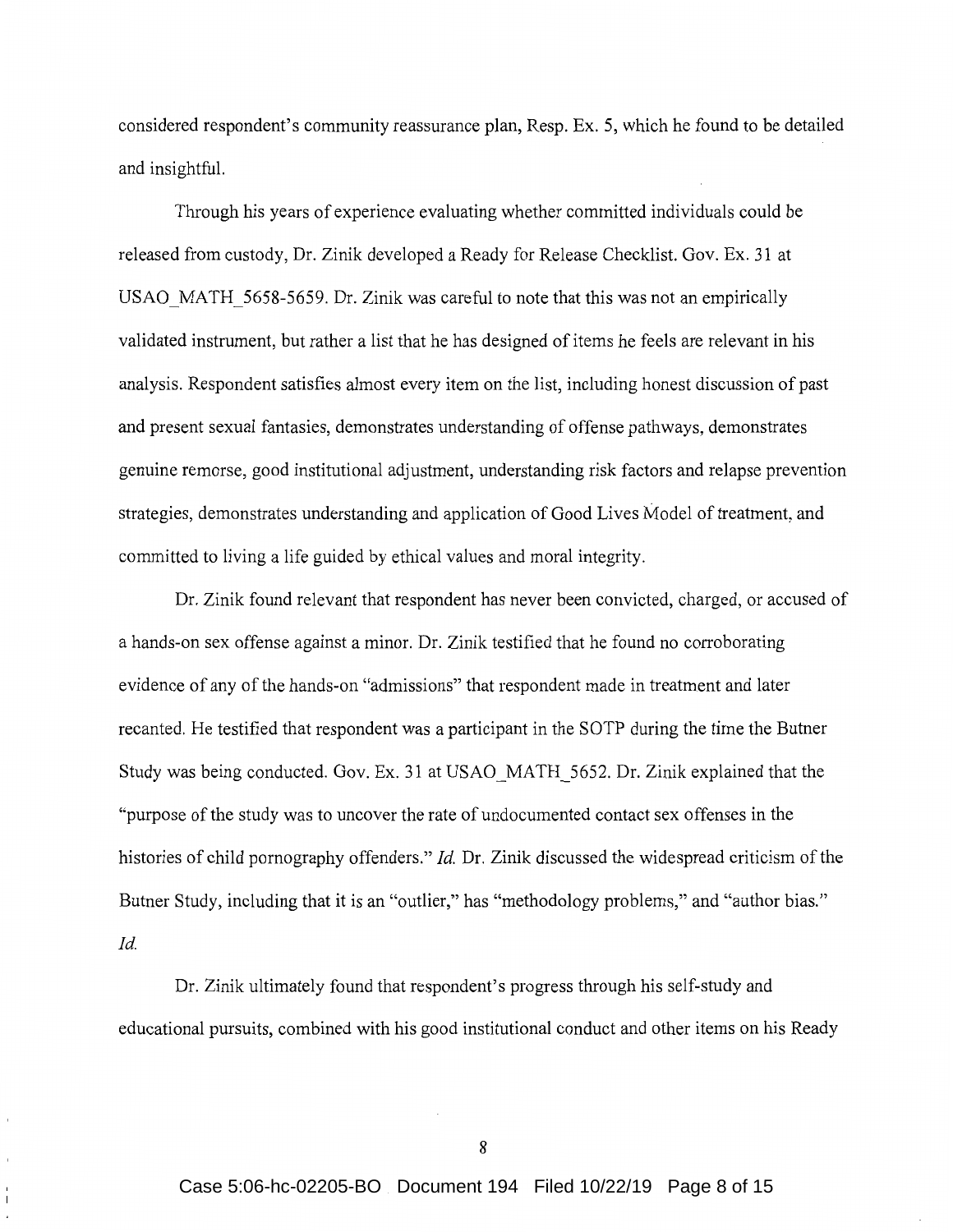considered respondent's community reassurance plan, Resp. Ex. 5, which he found to be detailed and insightful.

Through his years of experience evaluating whether committed individuals could be released from custody, Dr. Zinik developed a Ready for Release Checklist. Gov. Ex. 31 at USAO_MATH_5658-5659. Dr. Zinik was careful to note that this was not an empirically validated instrument, but rather a list that he has designed of items he feels are relevant in his analysis. Respondent satisfies almost every item on the list, including honest discussion of past and present sexual fantasies, demonstrates understanding of offense pathways, demonstrates genuine remorse, good institutional adjustment, understanding risk factors and relapse prevention strategies, demonstrates understanding and application of Good Lives Model of treatment, and committed to living a life guided by ethical values and moral integrity.

Dr. Zinik found relevant that respondent has never been convicted, charged, or accused of a hands-on sex offense against a minor. Dr. Zinik testified that he found no corroborating evidence of any of the hands-on "admissions" that respondent made in treatment and later recanted. He testified that respondent was a participant in the SOTP during the time the Butner Study was being conducted. Gov. Ex. 31 at USAO_MATH_5652. Dr. Zinik explained that the "purpose of the study was to uncover the rate of undocumented contact sex offenses in the histories of child pornography offenders." *Id.* Dr. Zinik discussed the widespread criticism of the Butner Study, including that it is an "outlier," has "methodology problems," and "author bias." *Id.*

Dr. Zinik ultimately found that respondent's progress through his self-study and educational pursuits, combined with his good institutional conduct and other items on his Ready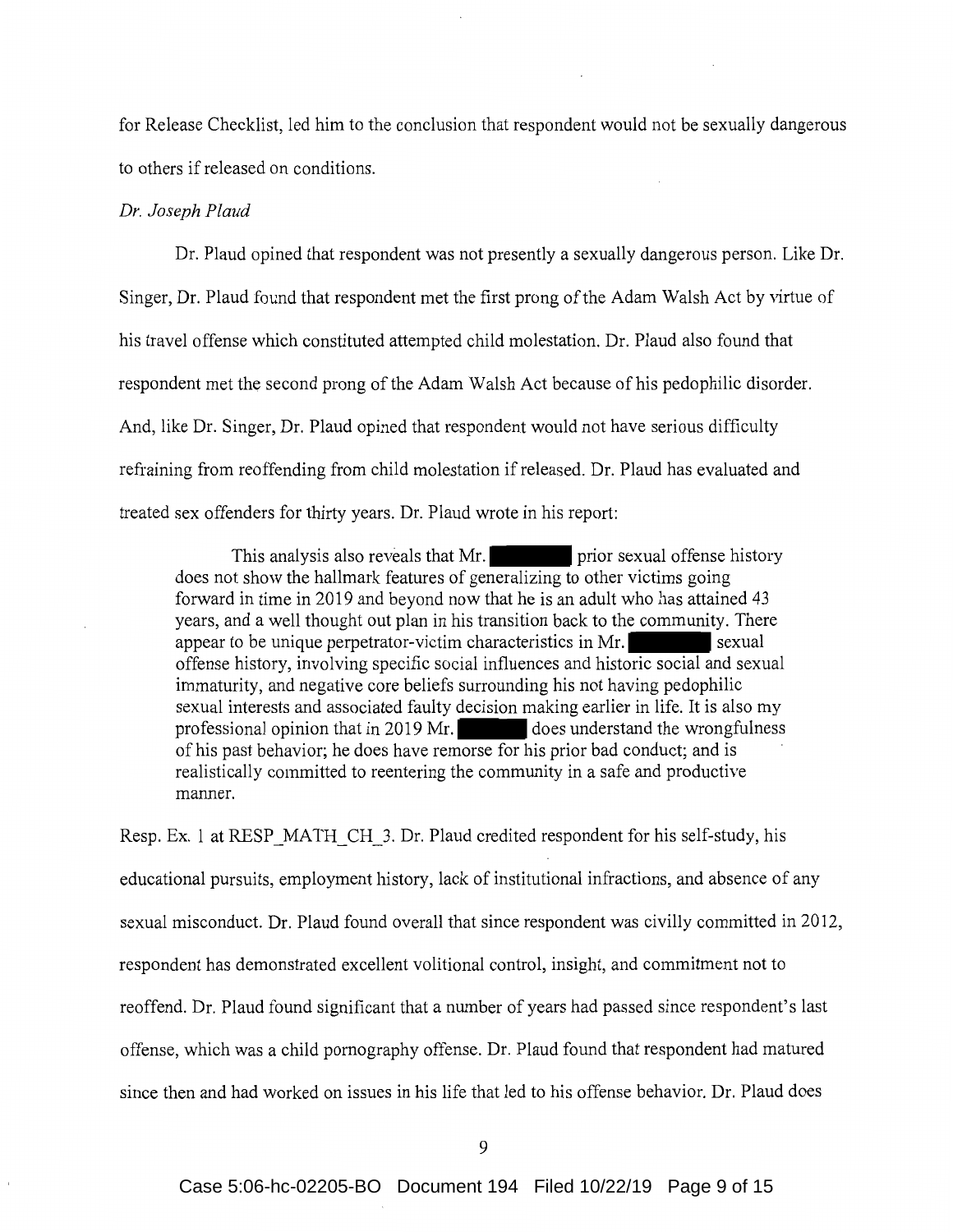for Release Checklist, led him to the conclusion that respondent would not be sexually dangerous to others if released on conditions.

*Dr. Joseph Plaud*

Dr. Plaud opined that respondent was not presently a sexually dangerous person. Like Dr. Singer, Dr. Plaud found that respondent met the first prong of the Adam Walsh Act by virtue of his travel offense which constituted attempted child molestation. Dr. Plaud also found that respondent met the second prong of the Adam Walsh Act because of his pedophilic disorder. And, like Dr. Singer, Dr. Plaud opined that respondent would not have serious difficulty refraining from reoffending from child molestation if released. Dr. Plaud has evaluated and treated sex offenders for thirty years. Dr. Plaud wrote in his report:

> This analysis also reveals that Mr. [REDACTED] prior sexual offense history does not show the hallmark features of generalizing to other victims going forward in time in 2019 and beyond now that he is an adult who has attained 43 years, and a well thought out plan in his transition back to the community. There appear to be unique perpetrator-victim characteristics in Mr. [REDACTED] sexual offense history, involving specific social influences and historic social and sexual immaturity, and negative core beliefs surrounding his not having pedophilic sexual interests and associated faulty decision making earlier in life. It is also my professional opinion that in 2019 Mr. [REDACTED] does understand the wrongfulness of his past behavior; he does have remorse for his prior bad conduct; and is realistically committed to reentering the community in a safe and productive manner.

Resp. Ex. 1 at RESP_MATH_CH_3. Dr. Plaud credited respondent for his self-study, his educational pursuits, employment history, lack of institutional infractions, and absence of any sexual misconduct. Dr. Plaud found overall that since respondent was civilly committed in 2012, respondent has demonstrated excellent volitional control, insight, and commitment not to reoffend. Dr. Plaud found significant that a number of years had passed since respondent's last offense, which was a child pornography offense. Dr. Plaud found that respondent had matured since then and had worked on issues in his life that led to his offense behavior. Dr. Plaud does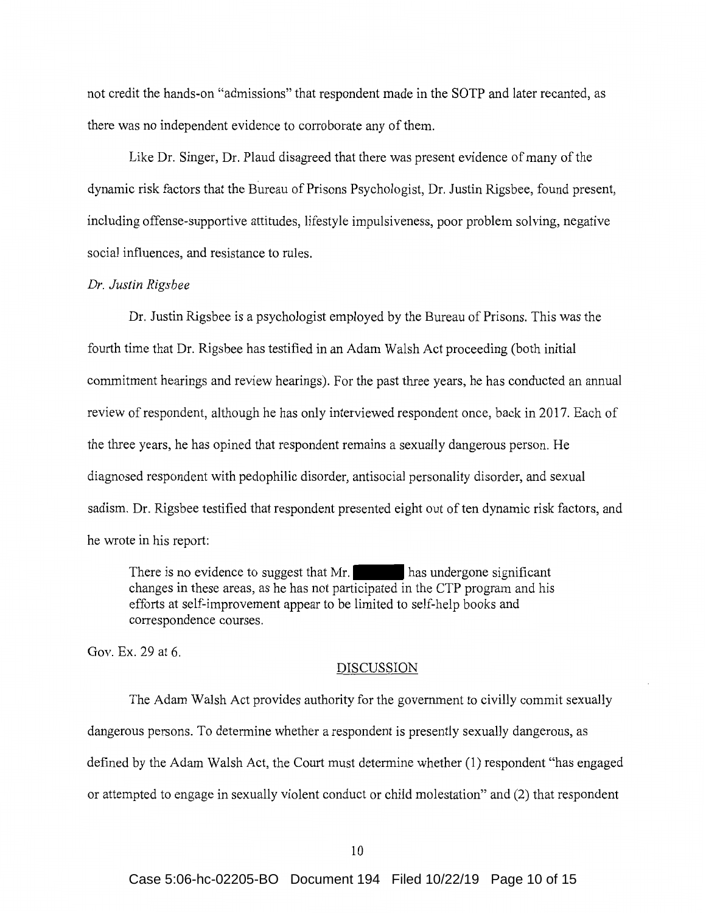not credit the hands-on "admissions" that respondent made in the SOTP and later recanted, as there was no independent evidence to corroborate any of them.

Like Dr. Singer, Dr. Plaud disagreed that there was present evidence of many of the dynamic risk factors that the Bureau of Prisons Psychologist, Dr. Justin Rigsbee, found present, including offense-supportive attitudes, lifestyle impulsiveness, poor problem solving, negative social influences, and resistance to rules.

*Dr. Justin Rigsbee*

Dr. Justin Rigsbee is a psychologist employed by the Bureau of Prisons. This was the fourth time that Dr. Rigsbee has testified in an Adam Walsh Act proceeding (both initial commitment hearings and review hearings). For the past three years, he has conducted an annual review of respondent, although he has only interviewed respondent once, back in 2017. Each of the three years, he has opined that respondent remains a sexually dangerous person. He diagnosed respondent with pedophilic disorder, antisocial personality disorder, and sexual sadism. Dr. Rigsbee testified that respondent presented eight out of ten dynamic risk factors, and he wrote in his report:

> There is no evidence to suggest that Mr. ██████ has undergone significant changes in these areas, as he has not participated in the CTP program and his efforts at self-improvement appear to be limited to self-help books and correspondence courses.

Gov. Ex. 29 at 6.

## DISCUSSION

The Adam Walsh Act provides authority for the government to civilly commit sexually dangerous persons. To determine whether a respondent is presently sexually dangerous, as defined by the Adam Walsh Act, the Court must determine whether (1) respondent "has engaged or attempted to engage in sexually violent conduct or child molestation" and (2) that respondent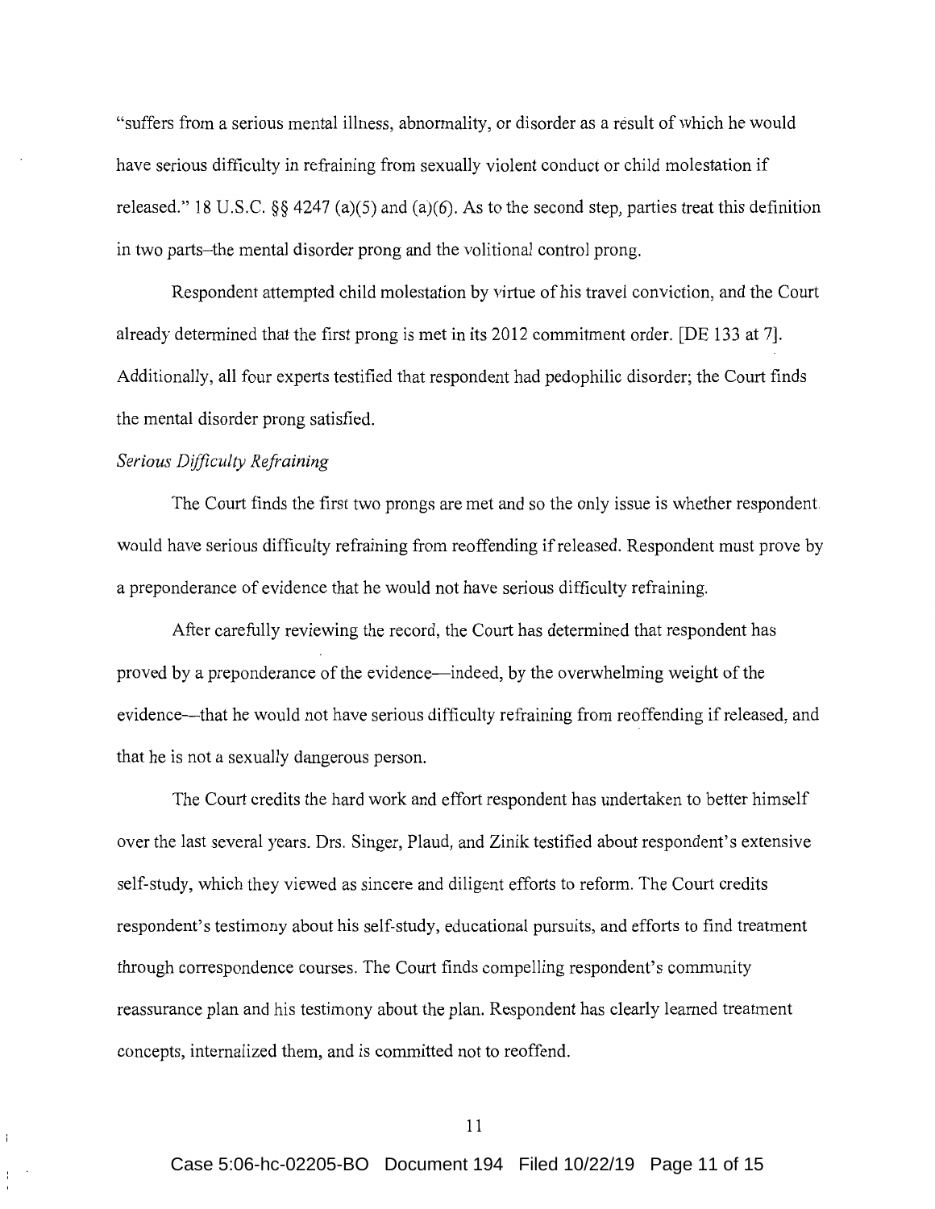"suffers from a serious mental illness, abnormality, or disorder as a result of which he would have serious difficulty in refraining from sexually violent conduct or child molestation if released." 18 U.S.C. §§ 4247 (a)(5) and (a)(6). As to the second step, parties treat this definition in two parts–the mental disorder prong and the volitional control prong.

Respondent attempted child molestation by virtue of his travel conviction, and the Court already determined that the first prong is met in its 2012 commitment order. [DE 133 at 7]. Additionally, all four experts testified that respondent had pedophilic disorder; the Court finds the mental disorder prong satisfied.

*Serious Difficulty Refraining*

The Court finds the first two prongs are met and so the only issue is whether respondent would have serious difficulty refraining from reoffending if released. Respondent must prove by a preponderance of evidence that he would not have serious difficulty refraining.

After carefully reviewing the record, the Court has determined that respondent has proved by a preponderance of the evidence—indeed, by the overwhelming weight of the evidence—that he would not have serious difficulty refraining from reoffending if released, and that he is not a sexually dangerous person.

The Court credits the hard work and effort respondent has undertaken to better himself over the last several years. Drs. Singer, Plaud, and Zinik testified about respondent's extensive self-study, which they viewed as sincere and diligent efforts to reform. The Court credits respondent's testimony about his self-study, educational pursuits, and efforts to find treatment through correspondence courses. The Court finds compelling respondent's community reassurance plan and his testimony about the plan. Respondent has clearly learned treatment concepts, internalized them, and is committed not to reoffend.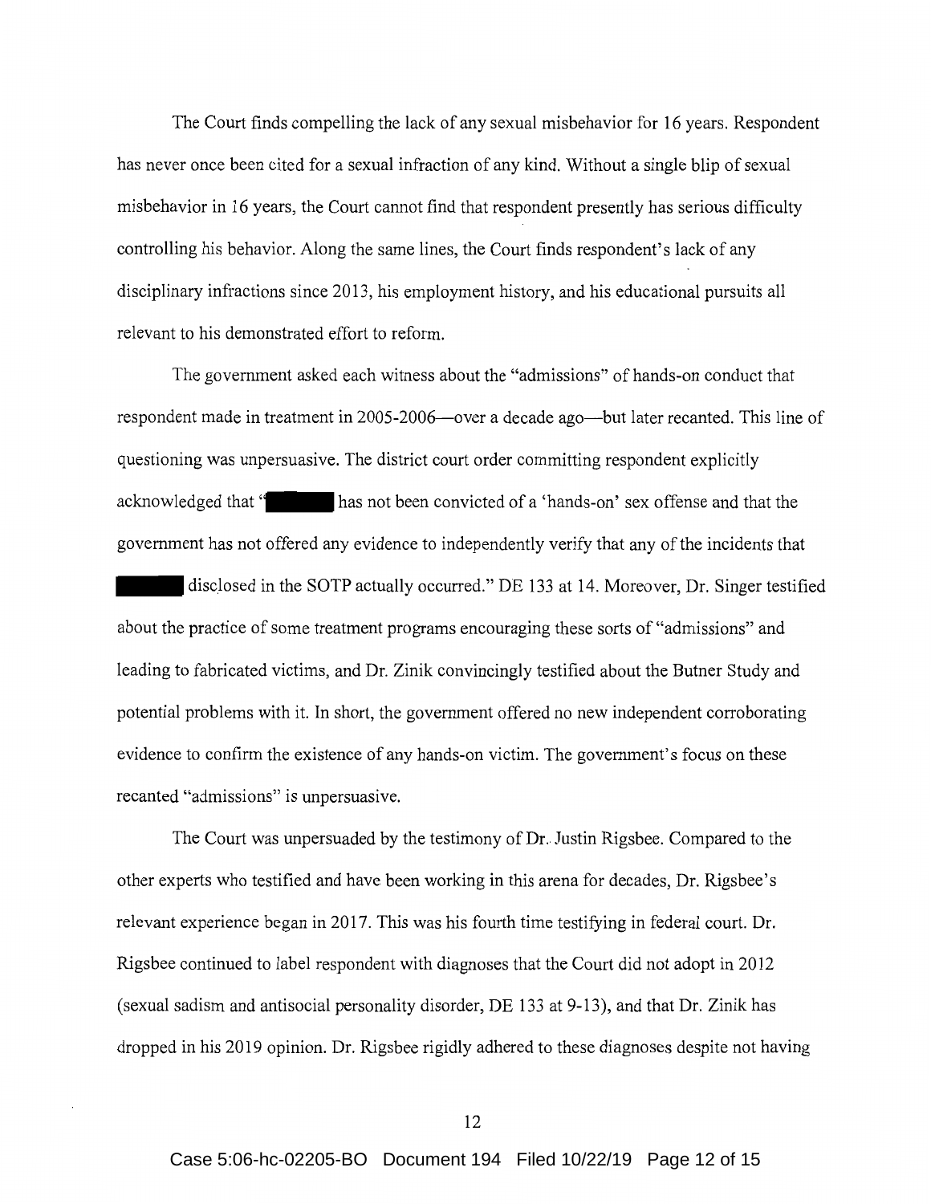The Court finds compelling the lack of any sexual misbehavior for 16 years. Respondent has never once been cited for a sexual infraction of any kind. Without a single blip of sexual misbehavior in 16 years, the Court cannot find that respondent presently has serious difficulty controlling his behavior. Along the same lines, the Court finds respondent's lack of any disciplinary infractions since 2013, his employment history, and his educational pursuits all relevant to his demonstrated effort to reform.

The government asked each witness about the "admissions" of hands-on conduct that respondent made in treatment in 2005-2006—over a decade ago—but later recanted. This line of questioning was unpersuasive. The district court order committing respondent explicitly acknowledged that "█████ has not been convicted of a 'hands-on' sex offense and that the government has not offered any evidence to independently verify that any of the incidents that █████ disclosed in the SOTP actually occurred." DE 133 at 14. Moreover, Dr. Singer testified about the practice of some treatment programs encouraging these sorts of "admissions" and leading to fabricated victims, and Dr. Zinik convincingly testified about the Butner Study and potential problems with it. In short, the government offered no new independent corroborating evidence to confirm the existence of any hands-on victim. The government's focus on these recanted "admissions" is unpersuasive.

The Court was unpersuaded by the testimony of Dr. Justin Rigsbee. Compared to the other experts who testified and have been working in this arena for decades, Dr. Rigsbee's relevant experience began in 2017. This was his fourth time testifying in federal court. Dr. Rigsbee continued to label respondent with diagnoses that the Court did not adopt in 2012 (sexual sadism and antisocial personality disorder, DE 133 at 9-13), and that Dr. Zinik has dropped in his 2019 opinion. Dr. Rigsbee rigidly adhered to these diagnoses despite not having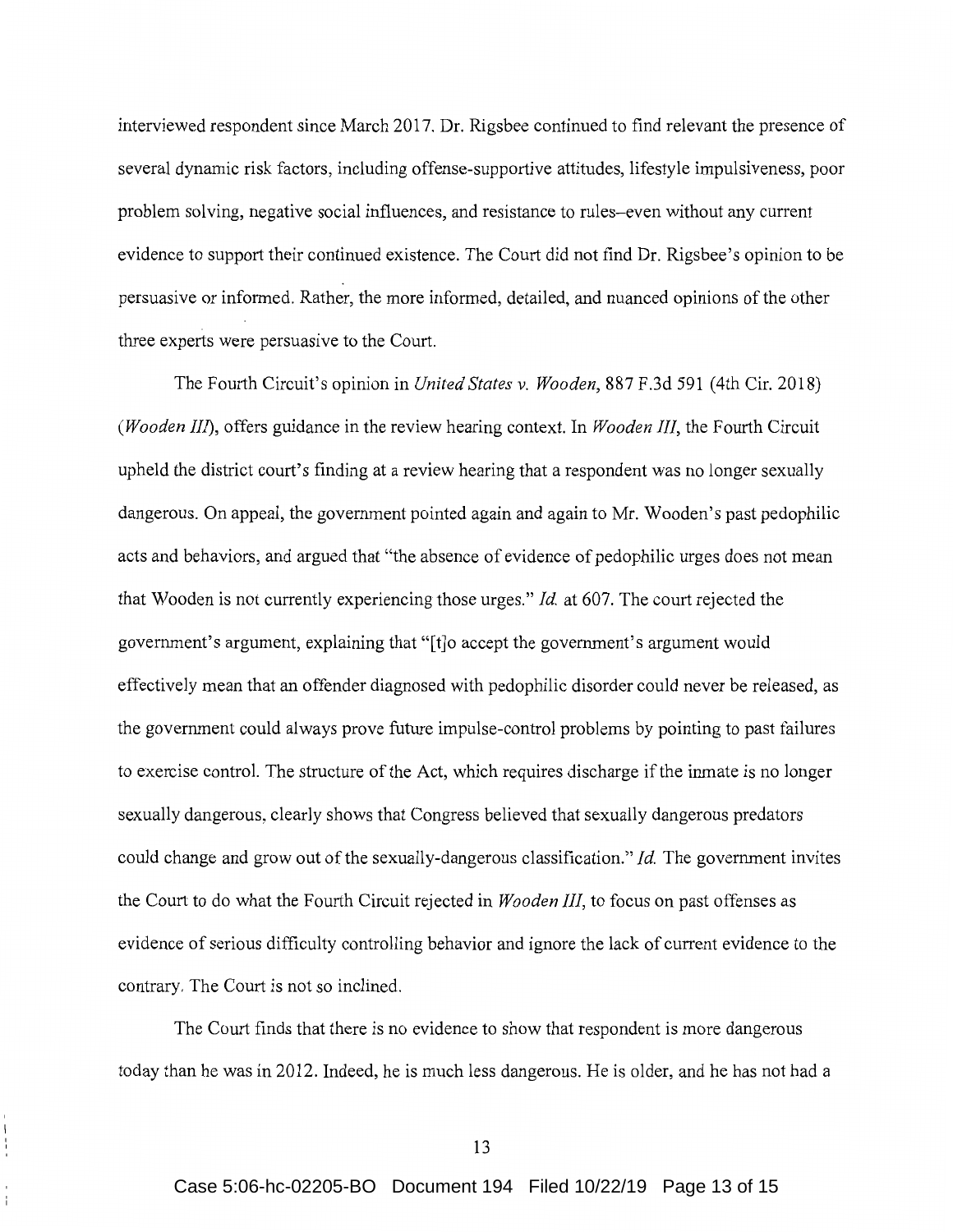interviewed respondent since March 2017. Dr. Rigsbee continued to find relevant the presence of several dynamic risk factors, including offense-supportive attitudes, lifestyle impulsiveness, poor problem solving, negative social influences, and resistance to rules–even without any current evidence to support their continued existence. The Court did not find Dr. Rigsbee's opinion to be persuasive or informed. Rather, the more informed, detailed, and nuanced opinions of the other three experts were persuasive to the Court.

The Fourth Circuit's opinion in *United States v. Wooden*, 887 F.3d 591 (4th Cir. 2018) (*Wooden III*), offers guidance in the review hearing context. In *Wooden III*, the Fourth Circuit upheld the district court's finding at a review hearing that a respondent was no longer sexually dangerous. On appeal, the government pointed again and again to Mr. Wooden's past pedophilic acts and behaviors, and argued that "the absence of evidence of pedophilic urges does not mean that Wooden is not currently experiencing those urges." *Id.* at 607. The court rejected the government's argument, explaining that "[t]o accept the government's argument would effectively mean that an offender diagnosed with pedophilic disorder could never be released, as the government could always prove future impulse-control problems by pointing to past failures to exercise control. The structure of the Act, which requires discharge if the inmate is no longer sexually dangerous, clearly shows that Congress believed that sexually dangerous predators could change and grow out of the sexually-dangerous classification." *Id.* The government invites the Court to do what the Fourth Circuit rejected in *Wooden III*, to focus on past offenses as evidence of serious difficulty controlling behavior and ignore the lack of current evidence to the contrary. The Court is not so inclined.

The Court finds that there is no evidence to show that respondent is more dangerous today than he was in 2012. Indeed, he is much less dangerous. He is older, and he has not had a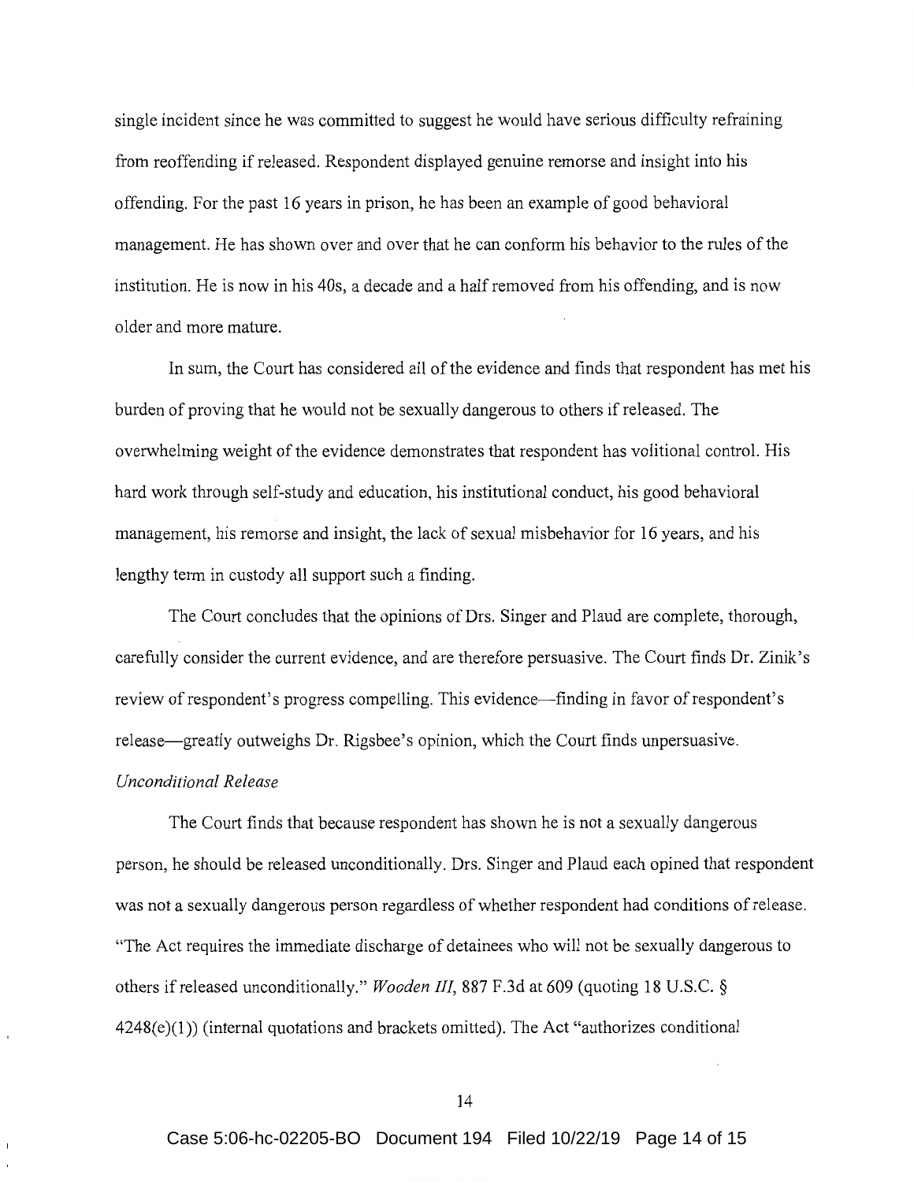single incident since he was committed to suggest he would have serious difficulty refraining from reoffending if released. Respondent displayed genuine remorse and insight into his offending. For the past 16 years in prison, he has been an example of good behavioral management. He has shown over and over that he can conform his behavior to the rules of the institution. He is now in his 40s, a decade and a half removed from his offending, and is now older and more mature.

In sum, the Court has considered all of the evidence and finds that respondent has met his burden of proving that he would not be sexually dangerous to others if released. The overwhelming weight of the evidence demonstrates that respondent has volitional control. His hard work through self-study and education, his institutional conduct, his good behavioral management, his remorse and insight, the lack of sexual misbehavior for 16 years, and his lengthy term in custody all support such a finding.

The Court concludes that the opinions of Drs. Singer and Plaud are complete, thorough, carefully consider the current evidence, and are therefore persuasive. The Court finds Dr. Zinik's review of respondent's progress compelling. This evidence—finding in favor of respondent's release—greatly outweighs Dr. Rigsbee's opinion, which the Court finds unpersuasive.

*Unconditional Release*

The Court finds that because respondent has shown he is not a sexually dangerous person, he should be released unconditionally. Drs. Singer and Plaud each opined that respondent was not a sexually dangerous person regardless of whether respondent had conditions of release. "The Act requires the immediate discharge of detainees who will not be sexually dangerous to others if released unconditionally." *Wooden III*, 887 F.3d at 609 (quoting 18 U.S.C. § 4248(e)(1)) (internal quotations and brackets omitted). The Act "authorizes conditional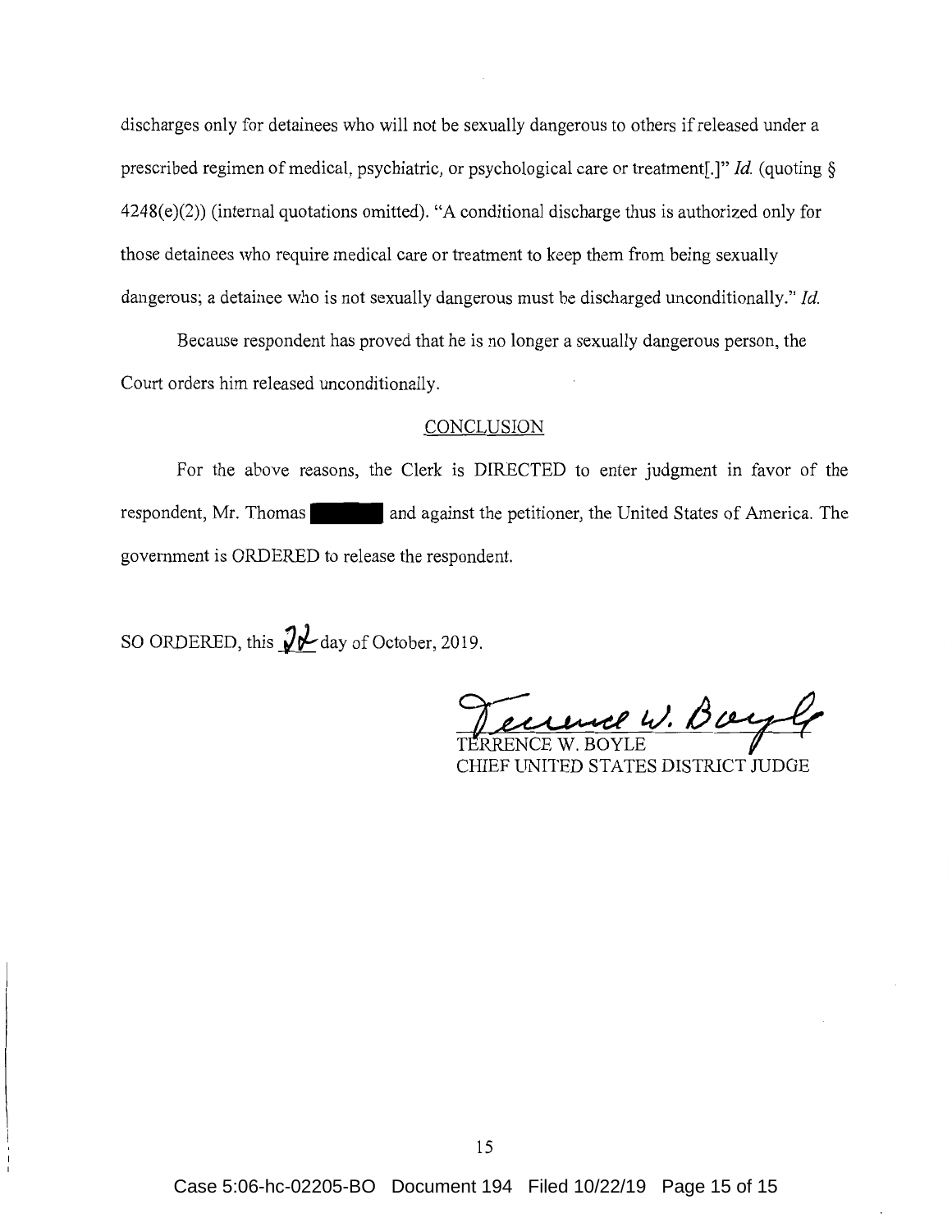discharges only for detainees who will not be sexually dangerous to others if released under a prescribed regimen of medical, psychiatric, or psychological care or treatment[.]" *Id.* (quoting § 4248(e)(2)) (internal quotations omitted). "A conditional discharge thus is authorized only for those detainees who require medical care or treatment to keep them from being sexually dangerous; a detainee who is not sexually dangerous must be discharged unconditionally." *Id.*

Because respondent has proved that he is no longer a sexually dangerous person, the Court orders him released unconditionally.

## CONCLUSION

For the above reasons, the Clerk is DIRECTED to enter judgment in favor of the respondent, Mr. Thomas [REDACTED] and against the petitioner, the United States of America. The government is ORDERED to release the respondent.

SO ORDERED, this 22 day of October, 2019.

TERRENCE W. BOYLE
CHIEF UNITED STATES DISTRICT JUDGE